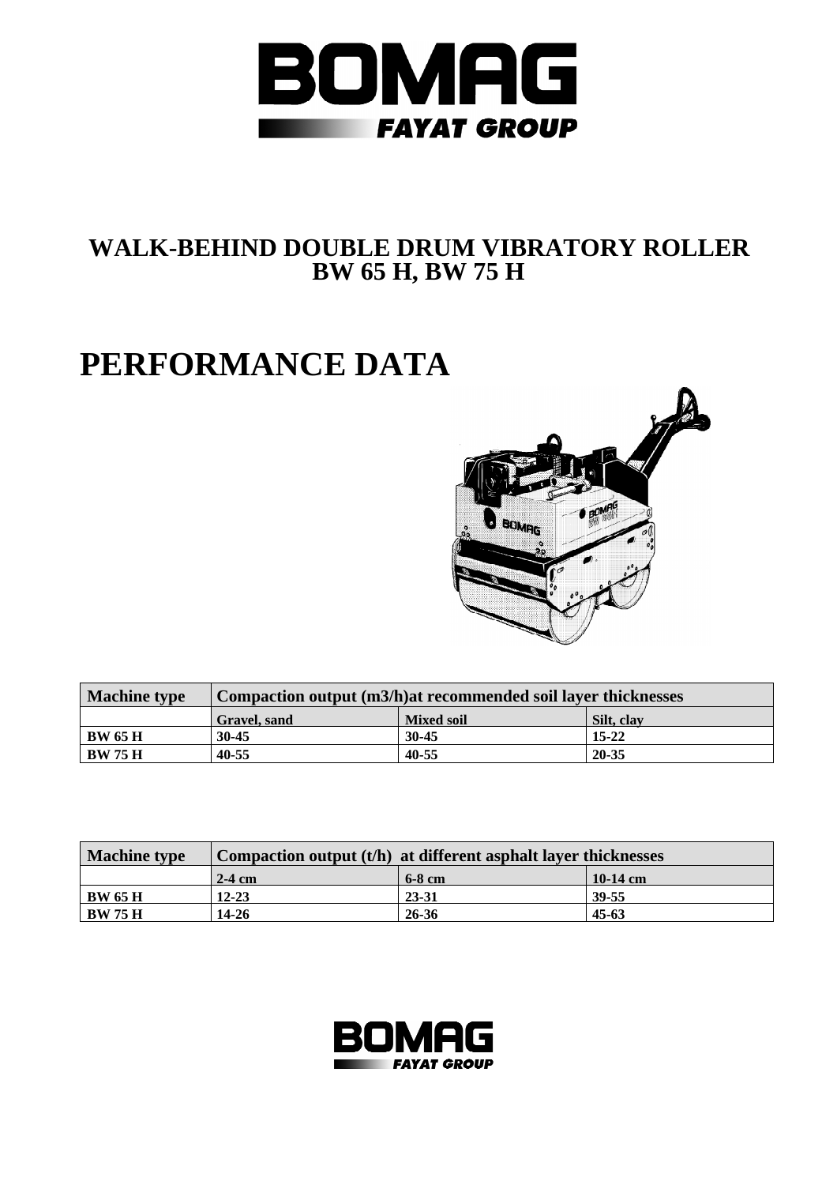# WALK-BEHIND DOUBLE DRUM VIBRATORY ROLLER BW 65 H, BW 75 H

# PERFORMANCE DATA

| Machine type | Compaction output (m3/h)at recommended soil layer thicknesses | | |
|---|---|---|---|
| | **Gravel, sand** | **Mixed soil** | **Silt, clay** |
| **BW 65 H** | **30-45** | **30-45** | **15-22** |
| **BW 75 H** | **40-55** | **40-55** | **20-35** |

| Machine type | Compaction output (t/h) at different asphalt layer thicknesses | | |
|---|---|---|---|
| | **2-4 cm** | **6-8 cm** | **10-14 cm** |
| **BW 65 H** | **12-23** | **23-31** | **39-55** |
| **BW 75 H** | **14-26** | **26-36** | **45-63** |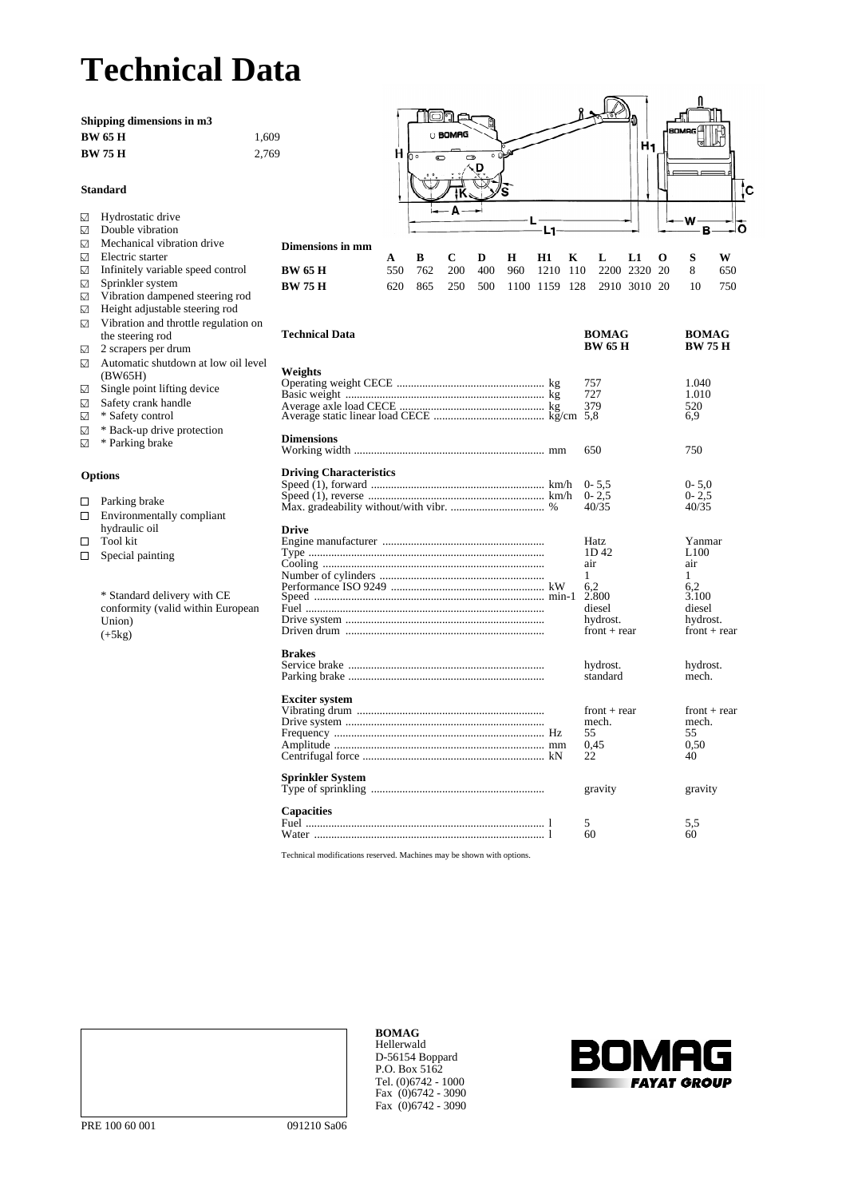# Technical Data

**Shipping dimensions in m3**

| | |
|---|---|
| **BW 65 H** | 1,609 |
| **BW 75 H** | 2,769 |

**Standard**

- ☑ Hydrostatic drive
- ☑ Double vibration
- ☑ Mechanical vibration drive
- ☑ Electric starter
- ☑ Infinitely variable speed control
- ☑ Sprinkler system
- ☑ Vibration dampened steering rod
- ☑ Height adjustable steering rod
- ☑ Vibration and throttle regulation on the steering rod
- ☑ 2 scrapers per drum
- ☑ Automatic shutdown at low oil level (BW65H)
- ☑ Single point lifting device
- ☑ Safety crank handle
- ☑ * Safety control
- ☑ * Back-up drive protection
- ☑ * Parking brake

**Options**

- ☐ Parking brake
- ☐ Environmentally compliant hydraulic oil
- ☐ Tool kit
- ☐ Special painting

\* Standard delivery with CE conformity (valid within European Union) (+5kg)

H, H1, D, K, S, A, L, L1, W, B, O, C

**Dimensions in mm**

| | A | B | C | D | H | H1 | K | L | L1 | O | S | W |
|---|---|---|---|---|---|---|---|---|---|---|---|---|
| **BW 65 H** | 550 | 762 | 200 | 400 | 960 | 1210 | 110 | 2200 | 2320 | 20 | 8 | 650 |
| **BW 75 H** | 620 | 865 | 250 | 500 | 1100 | 1159 | 128 | 2910 | 3010 | 20 | 10 | 750 |

| **Technical Data** | | **BOMAG BW 65 H** | **BOMAG BW 75 H** |
|---|---|---|---|
| **Weights** | | | |
| Operating weight CECE | kg | 757 | 1.040 |
| Basic weight | kg | 727 | 1.010 |
| Average axle load CECE | kg | 379 | 520 |
| Average static linear load CECE | kg/cm | 5,8 | 6,9 |
| **Dimensions** | | | |
| Working width | mm | 650 | 750 |
| **Driving Characteristics** | | | |
| Speed (1), forward | km/h | 0- 5,5 | 0- 5,0 |
| Speed (1), reverse | km/h | 0- 2,5 | 0- 2,5 |
| Max. gradeability without/with vibr. | % | 40/35 | 40/35 |
| **Drive** | | | |
| Engine manufacturer | | Hatz | Yanmar |
| Type | | 1D 42 | L100 |
| Cooling | | air | air |
| Number of cylinders | | 1 | 1 |
| Performance ISO 9249 | kW | 6,2 | 6,2 |
| Speed | min-1 | 2.800 | 3.100 |
| Fuel | | diesel | diesel |
| Drive system | | hydrost. | hydrost. |
| Driven drum | | front + rear | front + rear |
| **Brakes** | | | |
| Service brake | | hydrost. | hydrost. |
| Parking brake | | standard | mech. |
| **Exciter system** | | | |
| Vibrating drum | | front + rear | front + rear |
| Drive system | | mech. | mech. |
| Frequency | Hz | 55 | 55 |
| Amplitude | mm | 0,45 | 0,50 |
| Centrifugal force | kN | 22 | 40 |
| **Sprinkler System** | | | |
| Type of sprinkling | | gravity | gravity |
| **Capacities** | | | |
| Fuel | l | 5 | 5,5 |
| Water | l | 60 | 60 |

Technical modifications reserved. Machines may be shown with options.

**BOMAG**
Hellerwald
D-56154 Boppard
P.O. Box 5162
Tel. (0)6742 - 1000
Fax (0)6742 - 3090
Fax (0)6742 - 3090

BOMAG FAYAT GROUP

PRE 100 60 001 091210 Sa06